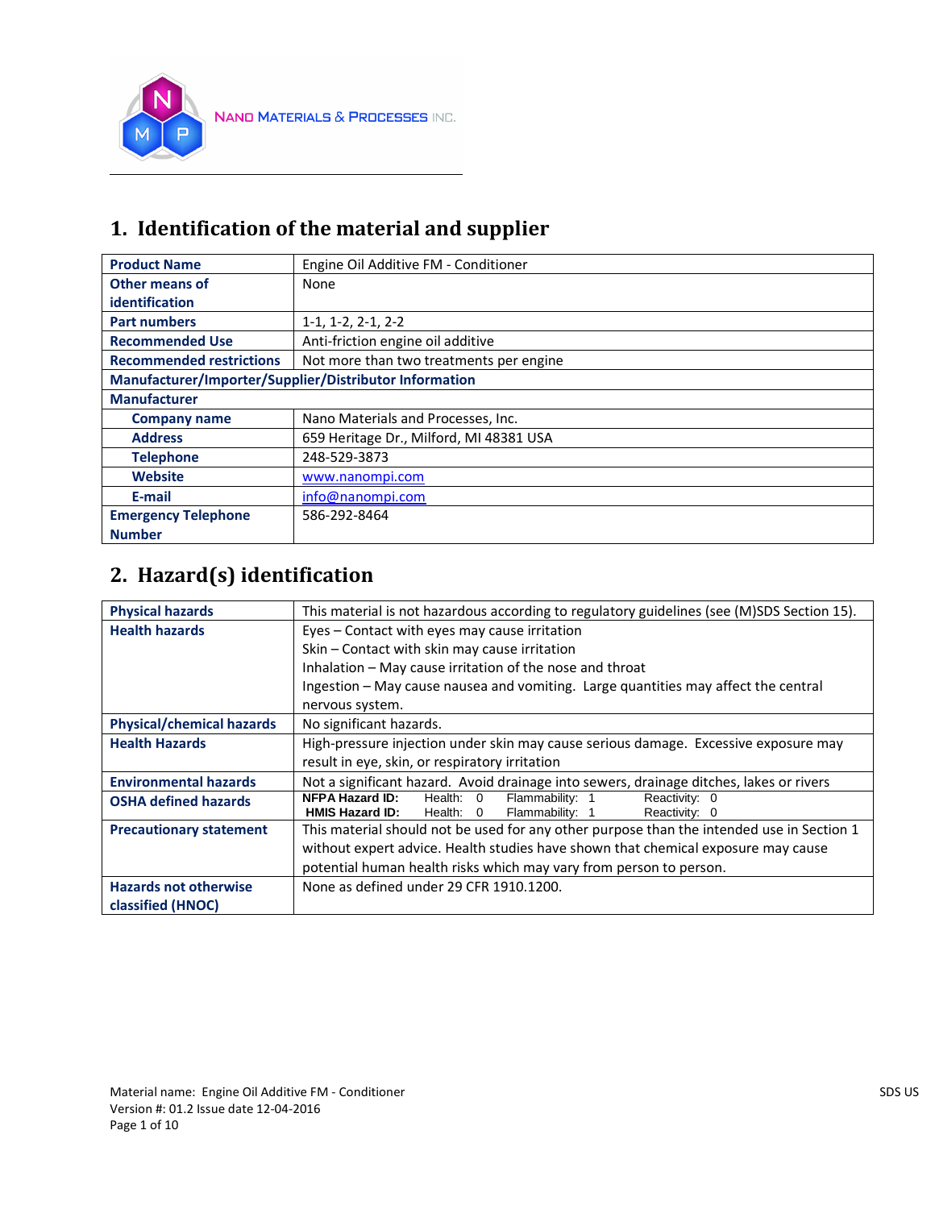NANO MATERIALS & PROCESSES INC.

# 1. Identification of the material and supplier

| | |
|---|---|
| **Product Name** | Engine Oil Additive FM - Conditioner |
| **Other means of identification** | None |
| **Part numbers** | 1-1, 1-2, 2-1, 2-2 |
| **Recommended Use** | Anti-friction engine oil additive |
| **Recommended restrictions** | Not more than two treatments per engine |
| **Manufacturer/Importer/Supplier/Distributor Information** | |
| **Manufacturer** | |
| **Company name** | Nano Materials and Processes, Inc. |
| **Address** | 659 Heritage Dr., Milford, MI 48381 USA |
| **Telephone** | 248-529-3873 |
| **Website** | www.nanompi.com |
| **E-mail** | info@nanompi.com |
| **Emergency Telephone Number** | 586-292-8464 |

# 2. Hazard(s) identification

| | |
|---|---|
| **Physical hazards** | This material is not hazardous according to regulatory guidelines (see (M)SDS Section 15). |
| **Health hazards** | Eyes – Contact with eyes may cause irritation<br>Skin – Contact with skin may cause irritation<br>Inhalation – May cause irritation of the nose and throat<br>Ingestion – May cause nausea and vomiting. Large quantities may affect the central nervous system. |
| **Physical/chemical hazards** | No significant hazards. |
| **Health Hazards** | High-pressure injection under skin may cause serious damage. Excessive exposure may result in eye, skin, or respiratory irritation |
| **Environmental hazards** | Not a significant hazard. Avoid drainage into sewers, drainage ditches, lakes or rivers |
| **OSHA defined hazards** | **NFPA Hazard ID:** Health: 0 Flammability: 1 Reactivity: 0<br>**HMIS Hazard ID:** Health: 0 Flammability: 1 Reactivity: 0 |
| **Precautionary statement** | This material should not be used for any other purpose than the intended use in Section 1 without expert advice. Health studies have shown that chemical exposure may cause potential human health risks which may vary from person to person. |
| **Hazards not otherwise classified (HNOC)** | None as defined under 29 CFR 1910.1200. |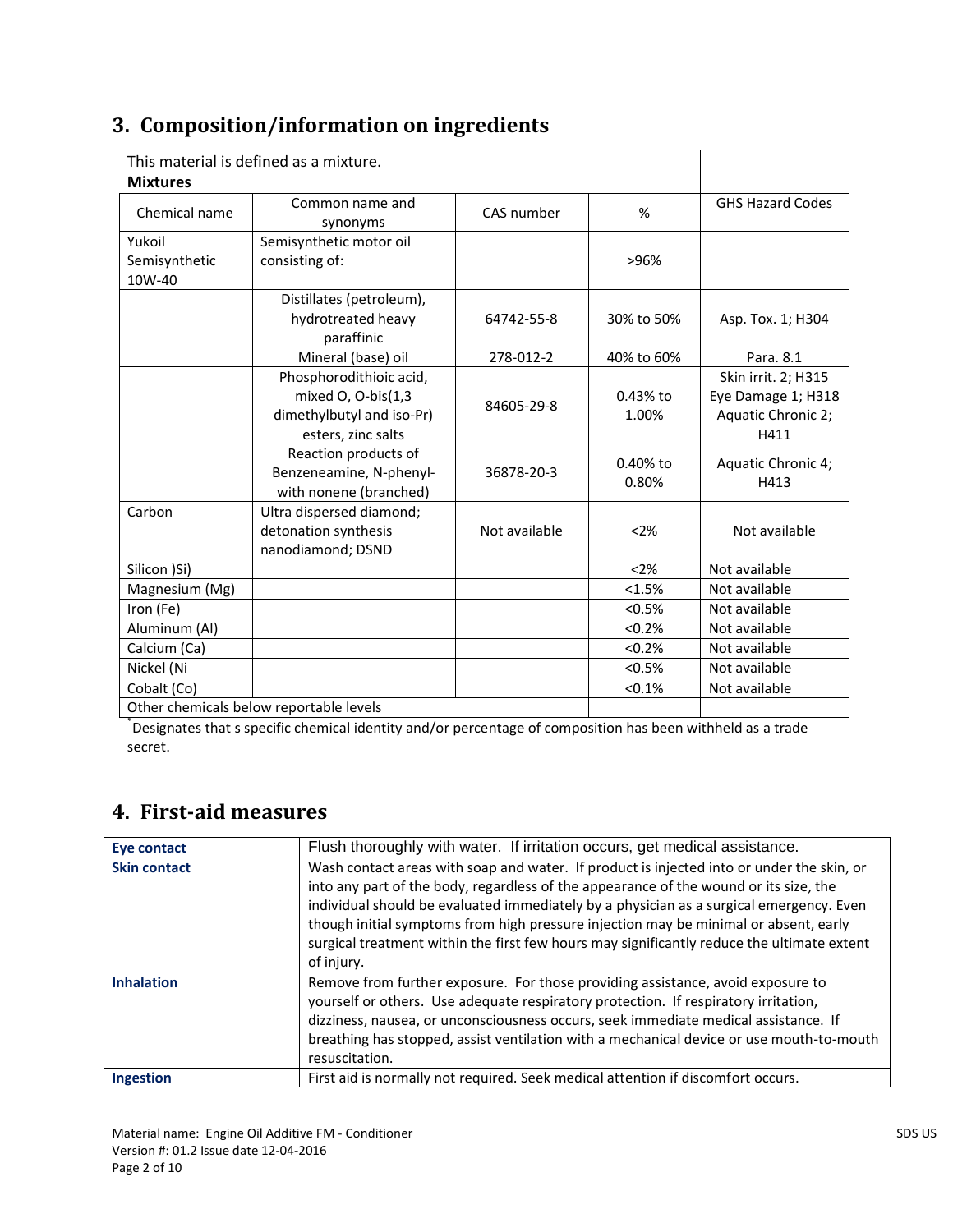## 3. Composition/information on ingredients

This material is defined as a mixture.

**Mixtures**

| Chemical name | Common name and synonyms | CAS number | % | GHS Hazard Codes |
|---|---|---|---|---|
| Yukoil Semisynthetic 10W-40 | Semisynthetic motor oil consisting of: | | >96% | |
| | Distillates (petroleum), hydrotreated heavy paraffinic | 64742-55-8 | 30% to 50% | Asp. Tox. 1; H304 |
| | Mineral (base) oil | 278-012-2 | 40% to 60% | Para. 8.1 |
| | Phosphorodithioic acid, mixed O, O-bis(1,3 dimethylbutyl and iso-Pr) esters, zinc salts | 84605-29-8 | 0.43% to 1.00% | Skin irrit. 2; H315 Eye Damage 1; H318 Aquatic Chronic 2; H411 |
| | Reaction products of Benzeneamine, N-phenyl- with nonene (branched) | 36878-20-3 | 0.40% to 0.80% | Aquatic Chronic 4; H413 |
| Carbon | Ultra dispersed diamond; detonation synthesis nanodiamond; DSND | Not available | <2% | Not available |
| Silicon )Si) | | | <2% | Not available |
| Magnesium (Mg) | | | <1.5% | Not available |
| Iron (Fe) | | | <0.5% | Not available |
| Aluminum (Al) | | | <0.2% | Not available |
| Calcium (Ca) | | | <0.2% | Not available |
| Nickel (Ni | | | <0.5% | Not available |
| Cobalt (Co) | | | <0.1% | Not available |
| Other chemicals below reportable levels | | | | |

*Designates that s specific chemical identity and/or percentage of composition has been withheld as a trade secret.

## 4. First-aid measures

| | |
|---|---|
| **Eye contact** | Flush thoroughly with water. If irritation occurs, get medical assistance. |
| **Skin contact** | Wash contact areas with soap and water. If product is injected into or under the skin, or into any part of the body, regardless of the appearance of the wound or its size, the individual should be evaluated immediately by a physician as a surgical emergency. Even though initial symptoms from high pressure injection may be minimal or absent, early surgical treatment within the first few hours may significantly reduce the ultimate extent of injury. |
| **Inhalation** | Remove from further exposure. For those providing assistance, avoid exposure to yourself or others. Use adequate respiratory protection. If respiratory irritation, dizziness, nausea, or unconsciousness occurs, seek immediate medical assistance. If breathing has stopped, assist ventilation with a mechanical device or use mouth-to-mouth resuscitation. |
| **Ingestion** | First aid is normally not required. Seek medical attention if discomfort occurs. |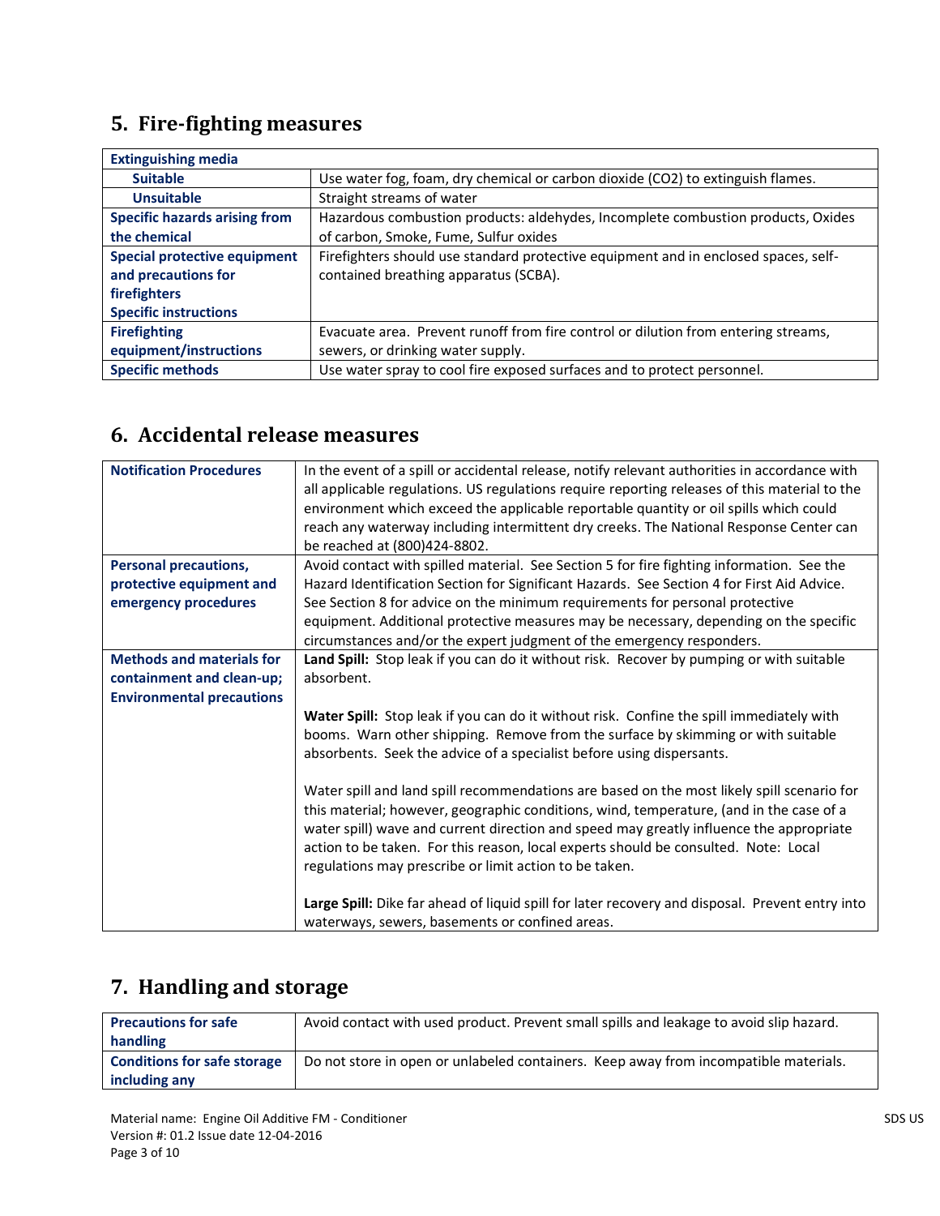## 5. Fire-fighting measures

| Extinguishing media | |
|---|---|
| Suitable | Use water fog, foam, dry chemical or carbon dioxide ($CO_2$) to extinguish flames. |
| Unsuitable | Straight streams of water |
| Specific hazards arising from the chemical | Hazardous combustion products: aldehydes, Incomplete combustion products, Oxides of carbon, Smoke, Fume, Sulfur oxides |
| Special protective equipment and precautions for firefighters<br>Specific instructions | Firefighters should use standard protective equipment and in enclosed spaces, self-contained breathing apparatus (SCBA). |
| Firefighting equipment/instructions | Evacuate area. Prevent runoff from fire control or dilution from entering streams, sewers, or drinking water supply. |
| Specific methods | Use water spray to cool fire exposed surfaces and to protect personnel. |

## 6. Accidental release measures

| | |
|---|---|
| Notification Procedures | In the event of a spill or accidental release, notify relevant authorities in accordance with all applicable regulations. US regulations require reporting releases of this material to the environment which exceed the applicable reportable quantity or oil spills which could reach any waterway including intermittent dry creeks. The National Response Center can be reached at (800)424-8802. |
| Personal precautions, protective equipment and emergency procedures | Avoid contact with spilled material. See Section 5 for fire fighting information. See the Hazard Identification Section for Significant Hazards. See Section 4 for First Aid Advice. See Section 8 for advice on the minimum requirements for personal protective equipment. Additional protective measures may be necessary, depending on the specific circumstances and/or the expert judgment of the emergency responders. |
| Methods and materials for containment and clean-up; Environmental precautions | **Land Spill:** Stop leak if you can do it without risk. Recover by pumping or with suitable absorbent.<br><br>**Water Spill:** Stop leak if you can do it without risk. Confine the spill immediately with booms. Warn other shipping. Remove from the surface by skimming or with suitable absorbents. Seek the advice of a specialist before using dispersants.<br><br>Water spill and land spill recommendations are based on the most likely spill scenario for this material; however, geographic conditions, wind, temperature, (and in the case of a water spill) wave and current direction and speed may greatly influence the appropriate action to be taken. For this reason, local experts should be consulted. Note: Local regulations may prescribe or limit action to be taken.<br><br>**Large Spill:** Dike far ahead of liquid spill for later recovery and disposal. Prevent entry into waterways, sewers, basements or confined areas. |

## 7. Handling and storage

| | |
|---|---|
| Precautions for safe handling | Avoid contact with used product. Prevent small spills and leakage to avoid slip hazard. |
| Conditions for safe storage including any | Do not store in open or unlabeled containers. Keep away from incompatible materials. |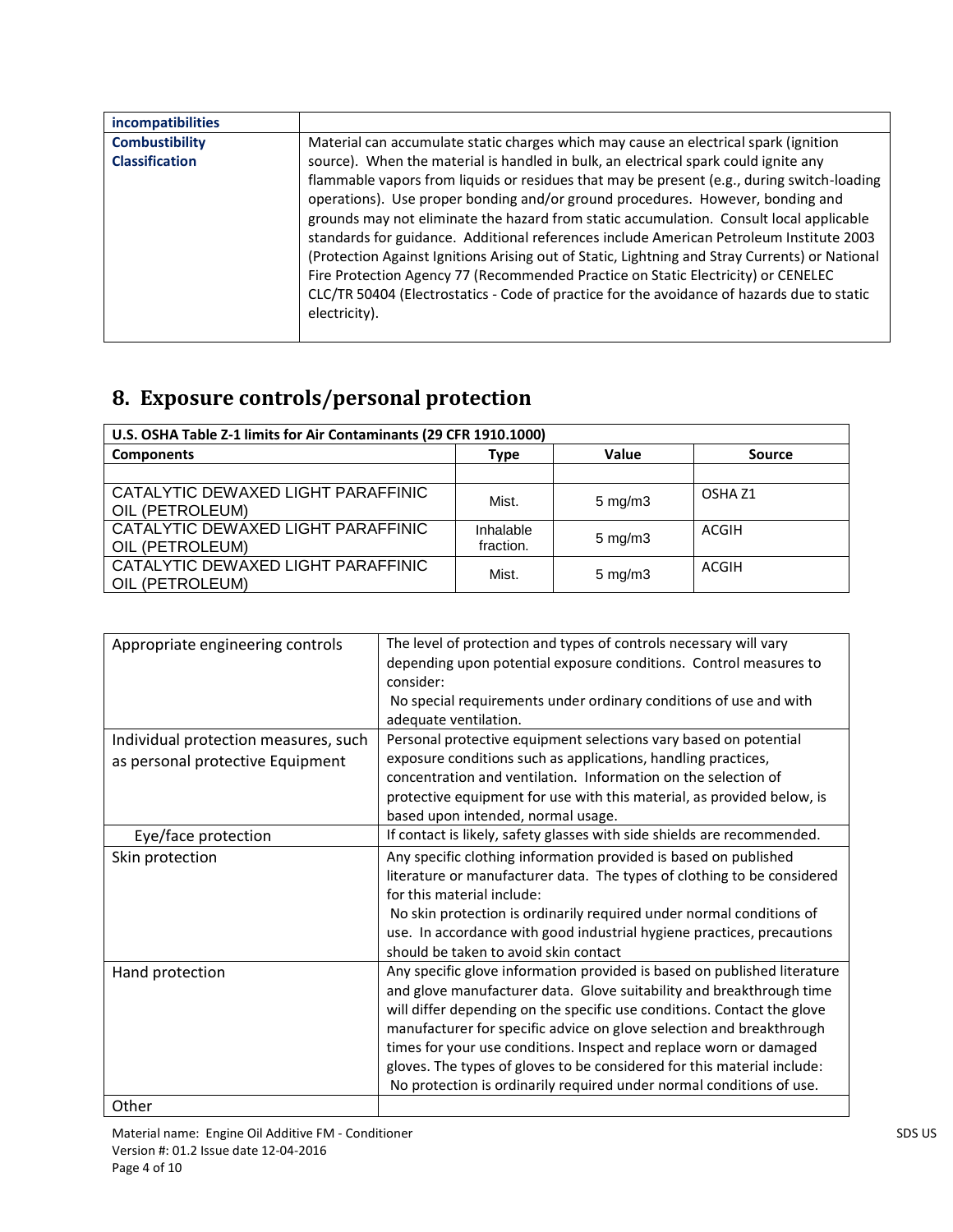| incompatibilities | |
|---|---|
| **Combustibility Classification** | Material can accumulate static charges which may cause an electrical spark (ignition source). When the material is handled in bulk, an electrical spark could ignite any flammable vapors from liquids or residues that may be present (e.g., during switch-loading operations). Use proper bonding and/or ground procedures. However, bonding and grounds may not eliminate the hazard from static accumulation. Consult local applicable standards for guidance. Additional references include American Petroleum Institute 2003 (Protection Against Ignitions Arising out of Static, Lightning and Stray Currents) or National Fire Protection Agency 77 (Recommended Practice on Static Electricity) or CENELEC CLC/TR 50404 (Electrostatics - Code of practice for the avoidance of hazards due to static electricity). |

## 8. Exposure controls/personal protection

| U.S. OSHA Table Z-1 limits for Air Contaminants (29 CFR 1910.1000) | | | |
|---|---|---|---|
| **Components** | **Type** | **Value** | **Source** |
| | | | |
| CATALYTIC DEWAXED LIGHT PARAFFINIC OIL (PETROLEUM) | Mist. | 5 mg/m3 | OSHA Z1 |
| CATALYTIC DEWAXED LIGHT PARAFFINIC OIL (PETROLEUM) | Inhalable fraction. | 5 mg/m3 | ACGIH |
| CATALYTIC DEWAXED LIGHT PARAFFINIC OIL (PETROLEUM) | Mist. | 5 mg/m3 | ACGIH |

| Appropriate engineering controls | The level of protection and types of controls necessary will vary depending upon potential exposure conditions. Control measures to consider:<br>No special requirements under ordinary conditions of use and with adequate ventilation. |
|---|---|
| Individual protection measures, such as personal protective Equipment | Personal protective equipment selections vary based on potential exposure conditions such as applications, handling practices, concentration and ventilation. Information on the selection of protective equipment for use with this material, as provided below, is based upon intended, normal usage. |
| Eye/face protection | If contact is likely, safety glasses with side shields are recommended. |
| Skin protection | Any specific clothing information provided is based on published literature or manufacturer data. The types of clothing to be considered for this material include:<br>No skin protection is ordinarily required under normal conditions of use. In accordance with good industrial hygiene practices, precautions should be taken to avoid skin contact |
| Hand protection | Any specific glove information provided is based on published literature and glove manufacturer data. Glove suitability and breakthrough time will differ depending on the specific use conditions. Contact the glove manufacturer for specific advice on glove selection and breakthrough times for your use conditions. Inspect and replace worn or damaged gloves. The types of gloves to be considered for this material include:<br>No protection is ordinarily required under normal conditions of use. |
| Other | |

Material name: Engine Oil Additive FM - Conditioner
Version #: 01.2 Issue date 12-04-2016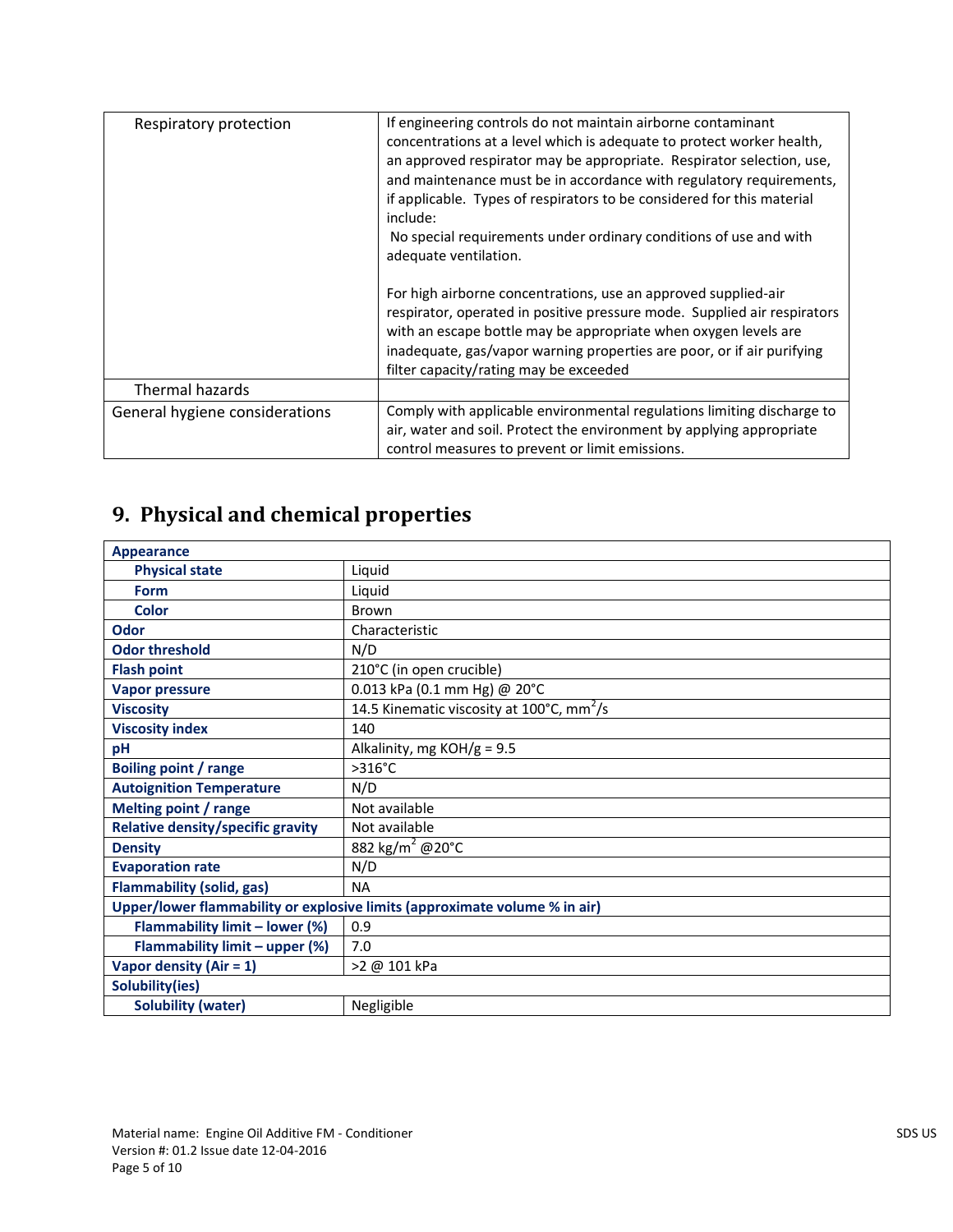| | |
|---|---|
| Respiratory protection | If engineering controls do not maintain airborne contaminant concentrations at a level which is adequate to protect worker health, an approved respirator may be appropriate. Respirator selection, use, and maintenance must be in accordance with regulatory requirements, if applicable. Types of respirators to be considered for this material include:<br>No special requirements under ordinary conditions of use and with adequate ventilation.<br><br>For high airborne concentrations, use an approved supplied-air respirator, operated in positive pressure mode. Supplied air respirators with an escape bottle may be appropriate when oxygen levels are inadequate, gas/vapor warning properties are poor, or if air purifying filter capacity/rating may be exceeded |
| Thermal hazards | |
| General hygiene considerations | Comply with applicable environmental regulations limiting discharge to air, water and soil. Protect the environment by applying appropriate control measures to prevent or limit emissions. |

## 9. Physical and chemical properties

| | |
|---|---|
| **Appearance** | |
| **Physical state** | Liquid |
| **Form** | Liquid |
| **Color** | Brown |
| **Odor** | Characteristic |
| **Odor threshold** | N/D |
| **Flash point** | 210°C (in open crucible) |
| **Vapor pressure** | 0.013 kPa (0.1 mm Hg) @ 20°C |
| **Viscosity** | 14.5 Kinematic viscosity at 100°C, $mm^2/s$ |
| **Viscosity index** | 140 |
| **pH** | Alkalinity, mg KOH/g = 9.5 |
| **Boiling point / range** | >316°C |
| **Autoignition Temperature** | N/D |
| **Melting point / range** | Not available |
| **Relative density/specific gravity** | Not available |
| **Density** | 882 $kg/m^2$ @20°C |
| **Evaporation rate** | N/D |
| **Flammability (solid, gas)** | NA |
| **Upper/lower flammability or explosive limits (approximate volume % in air)** | |
| **Flammability limit – lower (%)** | 0.9 |
| **Flammability limit – upper (%)** | 7.0 |
| **Vapor density (Air = 1)** | >2 @ 101 kPa |
| **Solubility(ies)** | |
| **Solubility (water)** | Negligible |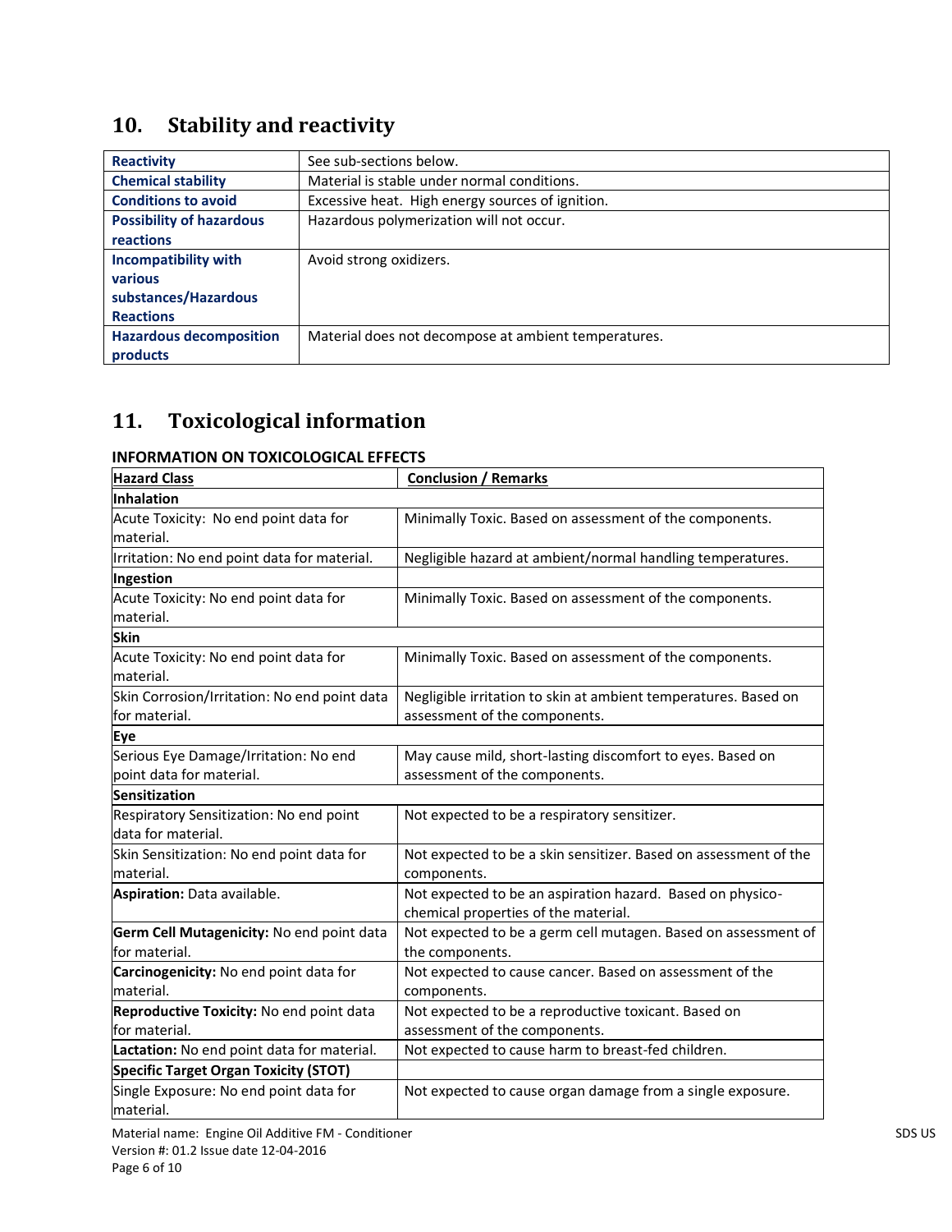## 10. Stability and reactivity

| | |
|---|---|
| **Reactivity** | See sub-sections below. |
| **Chemical stability** | Material is stable under normal conditions. |
| **Conditions to avoid** | Excessive heat. High energy sources of ignition. |
| **Possibility of hazardous reactions** | Hazardous polymerization will not occur. |
| **Incompatibility with various substances/Hazardous Reactions** | Avoid strong oxidizers. |
| **Hazardous decomposition products** | Material does not decompose at ambient temperatures. |

## 11. Toxicological information

### INFORMATION ON TOXICOLOGICAL EFFECTS

| Hazard Class | Conclusion / Remarks |
|---|---|
| **Inhalation** | |
| Acute Toxicity: No end point data for material. | Minimally Toxic. Based on assessment of the components. |
| Irritation: No end point data for material. | Negligible hazard at ambient/normal handling temperatures. |
| **Ingestion** | |
| Acute Toxicity: No end point data for material. | Minimally Toxic. Based on assessment of the components. |
| **Skin** | |
| Acute Toxicity: No end point data for material. | Minimally Toxic. Based on assessment of the components. |
| Skin Corrosion/Irritation: No end point data for material. | Negligible irritation to skin at ambient temperatures. Based on assessment of the components. |
| **Eye** | |
| Serious Eye Damage/Irritation: No end point data for material. | May cause mild, short-lasting discomfort to eyes. Based on assessment of the components. |
| **Sensitization** | |
| Respiratory Sensitization: No end point data for material. | Not expected to be a respiratory sensitizer. |
| Skin Sensitization: No end point data for material. | Not expected to be a skin sensitizer. Based on assessment of the components. |
| **Aspiration:** Data available. | Not expected to be an aspiration hazard. Based on physico-chemical properties of the material. |
| **Germ Cell Mutagenicity:** No end point data for material. | Not expected to be a germ cell mutagen. Based on assessment of the components. |
| **Carcinogenicity:** No end point data for material. | Not expected to cause cancer. Based on assessment of the components. |
| **Reproductive Toxicity:** No end point data for material. | Not expected to be a reproductive toxicant. Based on assessment of the components. |
| **Lactation:** No end point data for material. | Not expected to cause harm to breast-fed children. |
| **Specific Target Organ Toxicity (STOT)** | |
| Single Exposure: No end point data for material. | Not expected to cause organ damage from a single exposure. |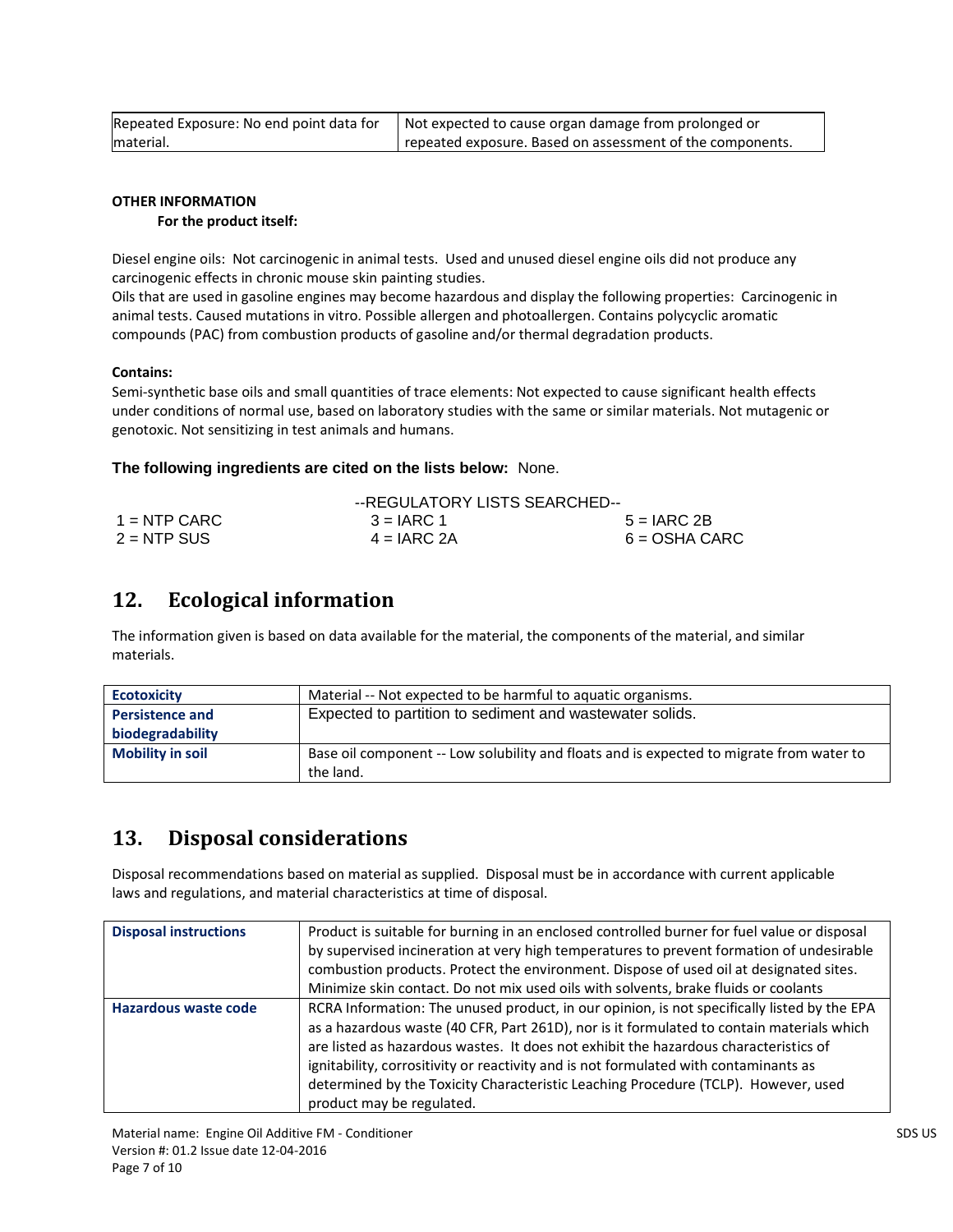| Repeated Exposure: No end point data for material. | Not expected to cause organ damage from prolonged or repeated exposure. Based on assessment of the components. |
|---|---|

**OTHER INFORMATION**

**For the product itself:**

Diesel engine oils: Not carcinogenic in animal tests. Used and unused diesel engine oils did not produce any carcinogenic effects in chronic mouse skin painting studies.
Oils that are used in gasoline engines may become hazardous and display the following properties: Carcinogenic in animal tests. Caused mutations in vitro. Possible allergen and photoallergen. Contains polycyclic aromatic compounds (PAC) from combustion products of gasoline and/or thermal degradation products.

**Contains:**

Semi-synthetic base oils and small quantities of trace elements: Not expected to cause significant health effects under conditions of normal use, based on laboratory studies with the same or similar materials. Not mutagenic or genotoxic. Not sensitizing in test animals and humans.

**The following ingredients are cited on the lists below:** None.

--REGULATORY LISTS SEARCHED--

| | | |
|---|---|---|
| 1 = NTP CARC | 3 = IARC 1 | 5 = IARC 2B |
| 2 = NTP SUS | 4 = IARC 2A | 6 = OSHA CARC |

## 12. Ecological information

The information given is based on data available for the material, the components of the material, and similar materials.

| | |
|---|---|
| **Ecotoxicity** | Material -- Not expected to be harmful to aquatic organisms. |
| **Persistence and biodegradability** | Expected to partition to sediment and wastewater solids. |
| **Mobility in soil** | Base oil component -- Low solubility and floats and is expected to migrate from water to the land. |

## 13. Disposal considerations

Disposal recommendations based on material as supplied. Disposal must be in accordance with current applicable laws and regulations, and material characteristics at time of disposal.

| | |
|---|---|
| **Disposal instructions** | Product is suitable for burning in an enclosed controlled burner for fuel value or disposal by supervised incineration at very high temperatures to prevent formation of undesirable combustion products. Protect the environment. Dispose of used oil at designated sites. Minimize skin contact. Do not mix used oils with solvents, brake fluids or coolants |
| **Hazardous waste code** | RCRA Information: The unused product, in our opinion, is not specifically listed by the EPA as a hazardous waste (40 CFR, Part 261D), nor is it formulated to contain materials which are listed as hazardous wastes. It does not exhibit the hazardous characteristics of ignitability, corrositivity or reactivity and is not formulated with contaminants as determined by the Toxicity Characteristic Leaching Procedure (TCLP). However, used product may be regulated. |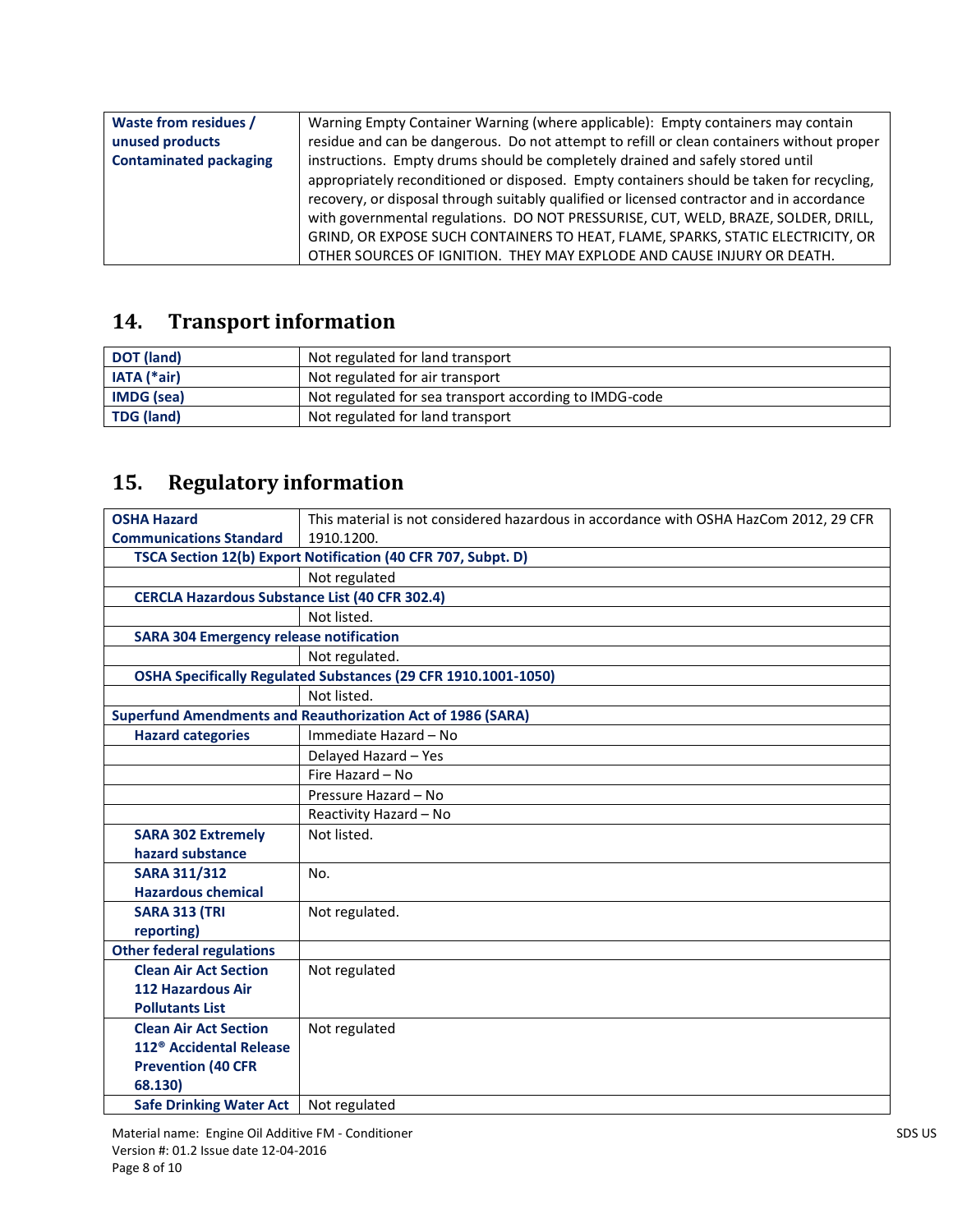| Waste from residues / unused products Contaminated packaging | Warning Empty Container Warning (where applicable): Empty containers may contain residue and can be dangerous. Do not attempt to refill or clean containers without proper instructions. Empty drums should be completely drained and safely stored until appropriately reconditioned or disposed. Empty containers should be taken for recycling, recovery, or disposal through suitably qualified or licensed contractor and in accordance with governmental regulations. DO NOT PRESSURISE, CUT, WELD, BRAZE, SOLDER, DRILL, GRIND, OR EXPOSE SUCH CONTAINERS TO HEAT, FLAME, SPARKS, STATIC ELECTRICITY, OR OTHER SOURCES OF IGNITION. THEY MAY EXPLODE AND CAUSE INJURY OR DEATH. |
|---|---|

## 14. Transport information

| DOT (land) | Not regulated for land transport |
|---|---|
| IATA (*air) | Not regulated for air transport |
| IMDG (sea) | Not regulated for sea transport according to IMDG-code |
| TDG (land) | Not regulated for land transport |

## 15. Regulatory information

| OSHA Hazard Communications Standard | This material is not considered hazardous in accordance with OSHA HazCom 2012, 29 CFR 1910.1200. |
|---|---|
| **TSCA Section 12(b) Export Notification (40 CFR 707, Subpt. D)** | |
| | Not regulated |
| **CERCLA Hazardous Substance List (40 CFR 302.4)** | |
| | Not listed. |
| **SARA 304 Emergency release notification** | |
| | Not regulated. |
| **OSHA Specifically Regulated Substances (29 CFR 1910.1001-1050)** | |
| | Not listed. |
| **Superfund Amendments and Reauthorization Act of 1986 (SARA)** | |
| Hazard categories | Immediate Hazard – No |
| | Delayed Hazard – Yes |
| | Fire Hazard – No |
| | Pressure Hazard – No |
| | Reactivity Hazard – No |
| SARA 302 Extremely hazard substance | Not listed. |
| SARA 311/312 Hazardous chemical | No. |
| SARA 313 (TRI reporting) | Not regulated. |
| **Other federal regulations** | |
| Clean Air Act Section 112 Hazardous Air Pollutants List | Not regulated |
| Clean Air Act Section 112® Accidental Release Prevention (40 CFR 68.130) | Not regulated |
| Safe Drinking Water Act | Not regulated |

Material name: Engine Oil Additive FM - Conditioner

Version #: 01.2 Issue date 12-04-2016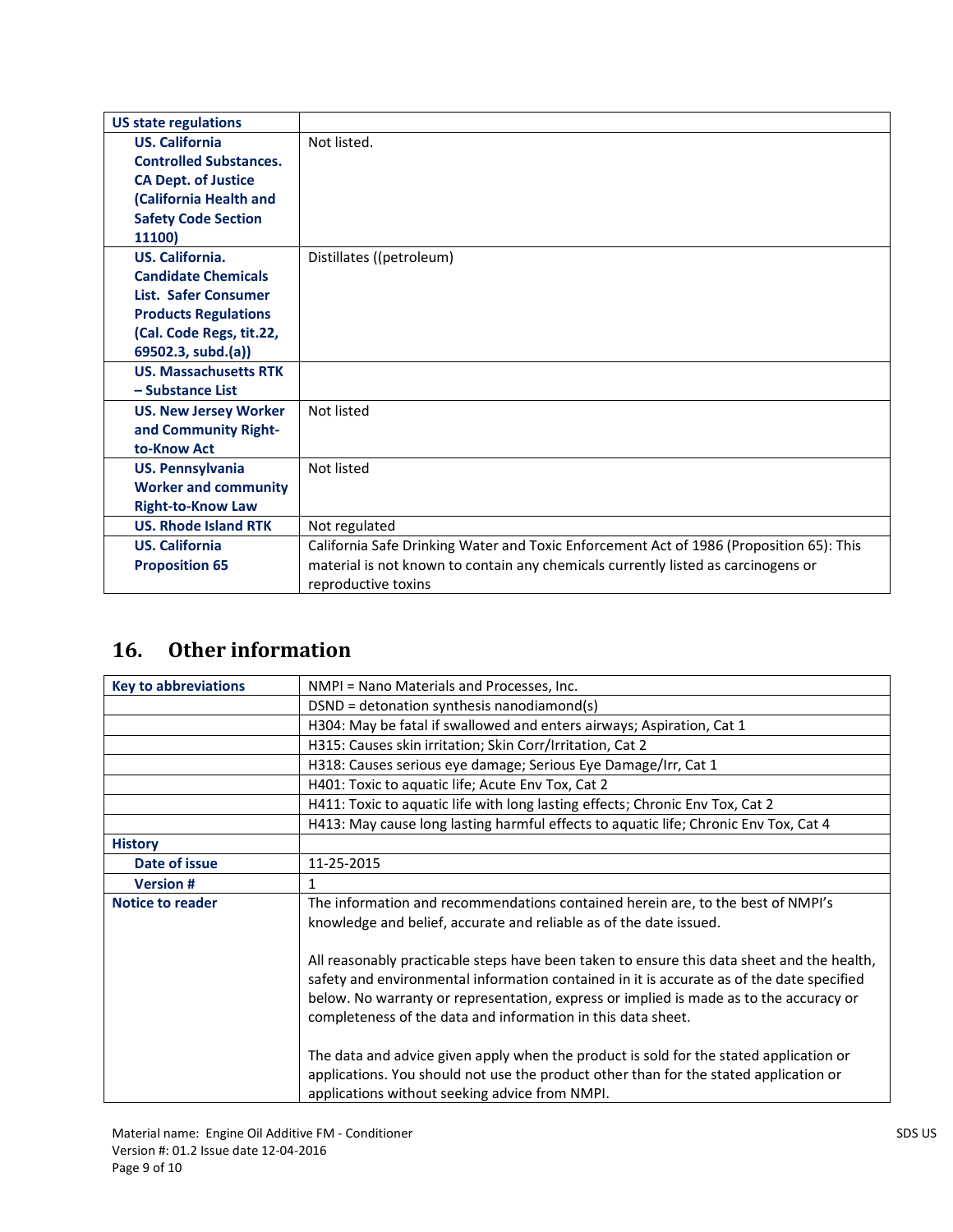| US state regulations | |
|---|---|
| US. California Controlled Substances. CA Dept. of Justice (California Health and Safety Code Section 11100) | Not listed. |
| US. California. Candidate Chemicals List. Safer Consumer Products Regulations (Cal. Code Regs, tit.22, 69502.3, subd.(a)) | Distillates ((petroleum) |
| US. Massachusetts RTK – Substance List | |
| US. New Jersey Worker and Community Right-to-Know Act | Not listed |
| US. Pennsylvania Worker and community Right-to-Know Law | Not listed |
| US. Rhode Island RTK | Not regulated |
| US. California Proposition 65 | California Safe Drinking Water and Toxic Enforcement Act of 1986 (Proposition 65): This material is not known to contain any chemicals currently listed as carcinogens or reproductive toxins |

## 16. Other information

| Key to abbreviations | NMPI = Nano Materials and Processes, Inc. |
|---|---|
| | DSND = detonation synthesis nanodiamond(s) |
| | H304: May be fatal if swallowed and enters airways; Aspiration, Cat 1 |
| | H315: Causes skin irritation; Skin Corr/Irritation, Cat 2 |
| | H318: Causes serious eye damage; Serious Eye Damage/Irr, Cat 1 |
| | H401: Toxic to aquatic life; Acute Env Tox, Cat 2 |
| | H411: Toxic to aquatic life with long lasting effects; Chronic Env Tox, Cat 2 |
| | H413: May cause long lasting harmful effects to aquatic life; Chronic Env Tox, Cat 4 |
| History | |
| Date of issue | 11-25-2015 |
| Version # | 1 |
| Notice to reader | The information and recommendations contained herein are, to the best of NMPI's knowledge and belief, accurate and reliable as of the date issued.<br><br>All reasonably practicable steps have been taken to ensure this data sheet and the health, safety and environmental information contained in it is accurate as of the date specified below. No warranty or representation, express or implied is made as to the accuracy or completeness of the data and information in this data sheet.<br><br>The data and advice given apply when the product is sold for the stated application or applications. You should not use the product other than for the stated application or applications without seeking advice from NMPI. |

Material name: Engine Oil Additive FM - Conditioner
Version #: 01.2 Issue date 12-04-2016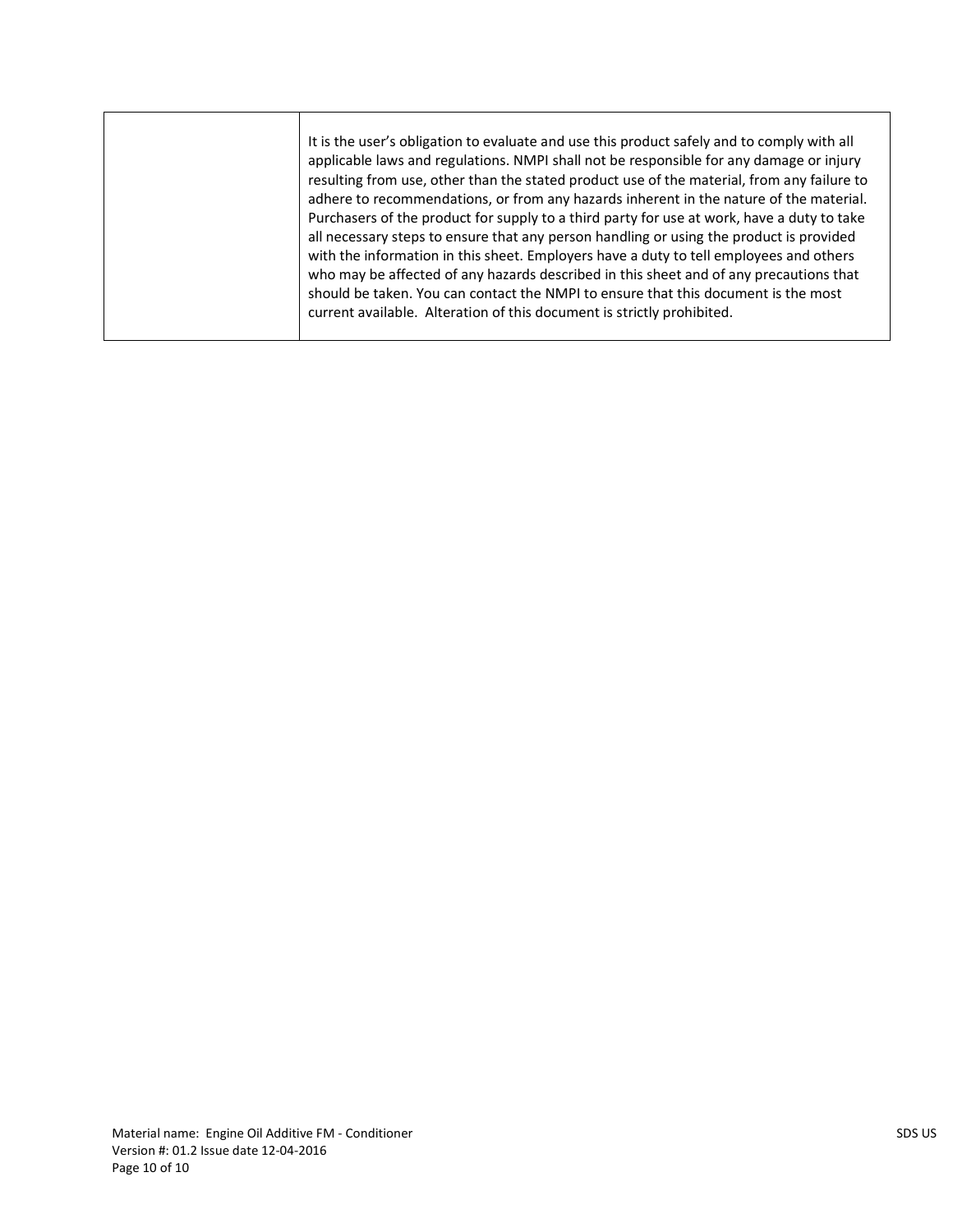| | |
|---|---|
| | It is the user's obligation to evaluate and use this product safely and to comply with all applicable laws and regulations. NMPI shall not be responsible for any damage or injury resulting from use, other than the stated product use of the material, from any failure to adhere to recommendations, or from any hazards inherent in the nature of the material. Purchasers of the product for supply to a third party for use at work, have a duty to take all necessary steps to ensure that any person handling or using the product is provided with the information in this sheet. Employers have a duty to tell employees and others who may be affected of any hazards described in this sheet and of any precautions that should be taken. You can contact the NMPI to ensure that this document is the most current available. Alteration of this document is strictly prohibited. |